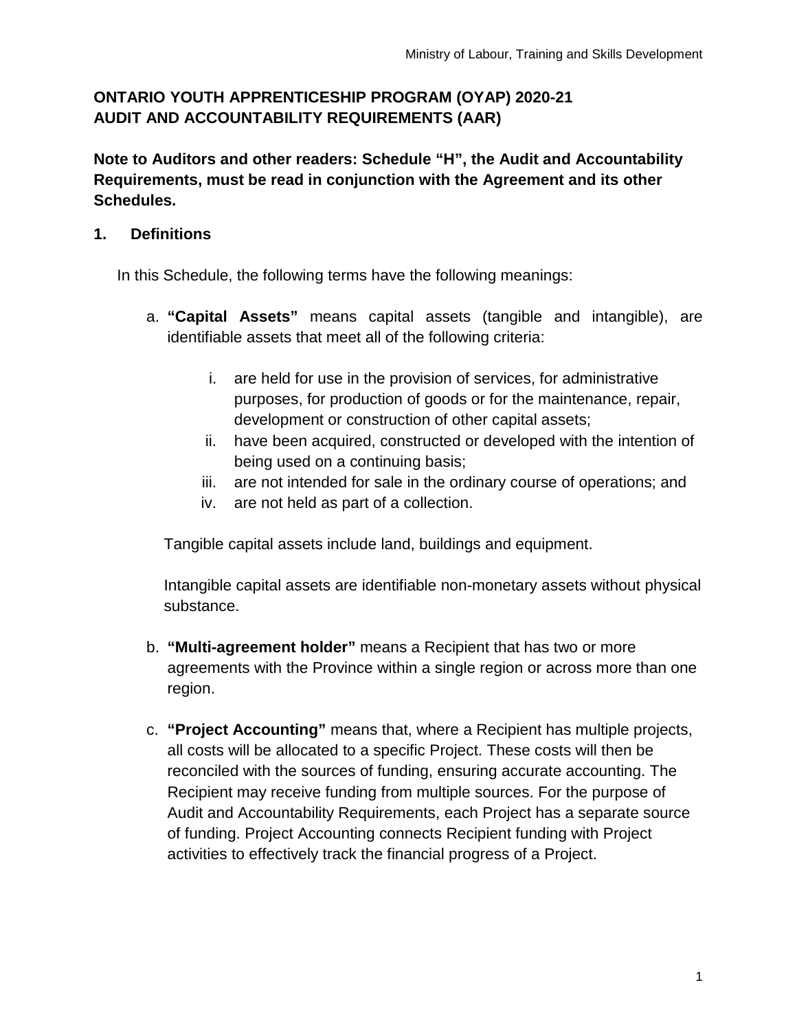**ONTARIO YOUTH APPRENTICESHIP PROGRAM (OYAP) 2020-21**
**AUDIT AND ACCOUNTABILITY REQUIREMENTS (AAR)**

**Note to Auditors and other readers: Schedule "H", the Audit and Accountability Requirements, must be read in conjunction with the Agreement and its other Schedules.**

## 1. Definitions

In this Schedule, the following terms have the following meanings:

a. **"Capital Assets"** means capital assets (tangible and intangible), are identifiable assets that meet all of the following criteria:

   i. are held for use in the provision of services, for administrative purposes, for production of goods or for the maintenance, repair, development or construction of other capital assets;
   ii. have been acquired, constructed or developed with the intention of being used on a continuing basis;
   iii. are not intended for sale in the ordinary course of operations; and
   iv. are not held as part of a collection.

   Tangible capital assets include land, buildings and equipment.

   Intangible capital assets are identifiable non-monetary assets without physical substance.

b. **"Multi-agreement holder"** means a Recipient that has two or more agreements with the Province within a single region or across more than one region.

c. **"Project Accounting"** means that, where a Recipient has multiple projects, all costs will be allocated to a specific Project. These costs will then be reconciled with the sources of funding, ensuring accurate accounting. The Recipient may receive funding from multiple sources. For the purpose of Audit and Accountability Requirements, each Project has a separate source of funding. Project Accounting connects Recipient funding with Project activities to effectively track the financial progress of a Project.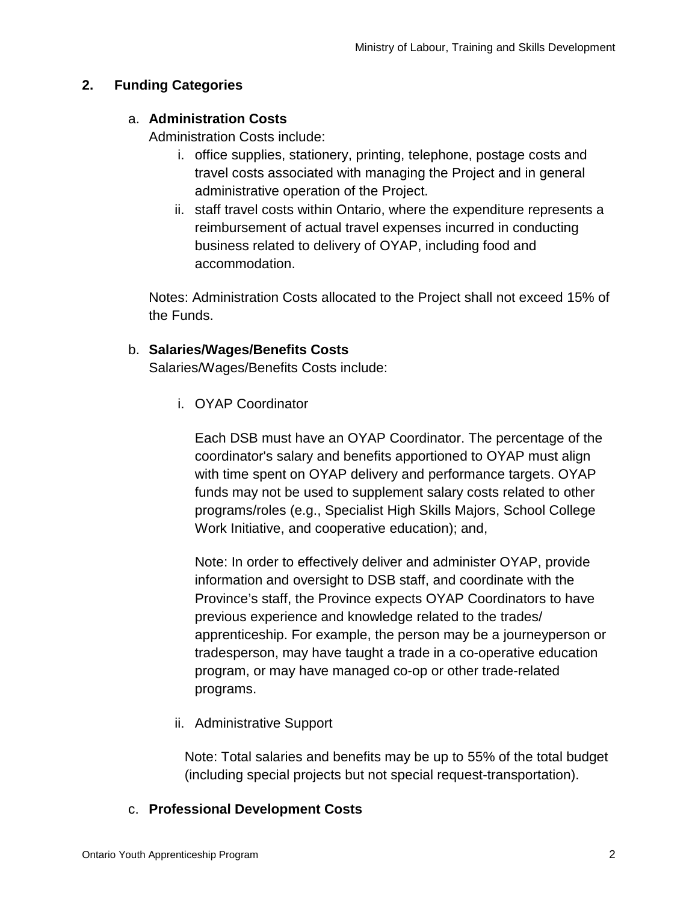## 2. Funding Categories

a. **Administration Costs**

Administration Costs include:

i. office supplies, stationery, printing, telephone, postage costs and travel costs associated with managing the Project and in general administrative operation of the Project.

ii. staff travel costs within Ontario, where the expenditure represents a reimbursement of actual travel expenses incurred in conducting business related to delivery of OYAP, including food and accommodation.

Notes: Administration Costs allocated to the Project shall not exceed 15% of the Funds.

b. **Salaries/Wages/Benefits Costs**

Salaries/Wages/Benefits Costs include:

i. OYAP Coordinator

Each DSB must have an OYAP Coordinator. The percentage of the coordinator's salary and benefits apportioned to OYAP must align with time spent on OYAP delivery and performance targets. OYAP funds may not be used to supplement salary costs related to other programs/roles (e.g., Specialist High Skills Majors, School College Work Initiative, and cooperative education); and,

Note: In order to effectively deliver and administer OYAP, provide information and oversight to DSB staff, and coordinate with the Province's staff, the Province expects OYAP Coordinators to have previous experience and knowledge related to the trades/ apprenticeship. For example, the person may be a journeyperson or tradesperson, may have taught a trade in a co-operative education program, or may have managed co-op or other trade-related programs.

ii. Administrative Support

Note: Total salaries and benefits may be up to 55% of the total budget (including special projects but not special request-transportation).

c. **Professional Development Costs**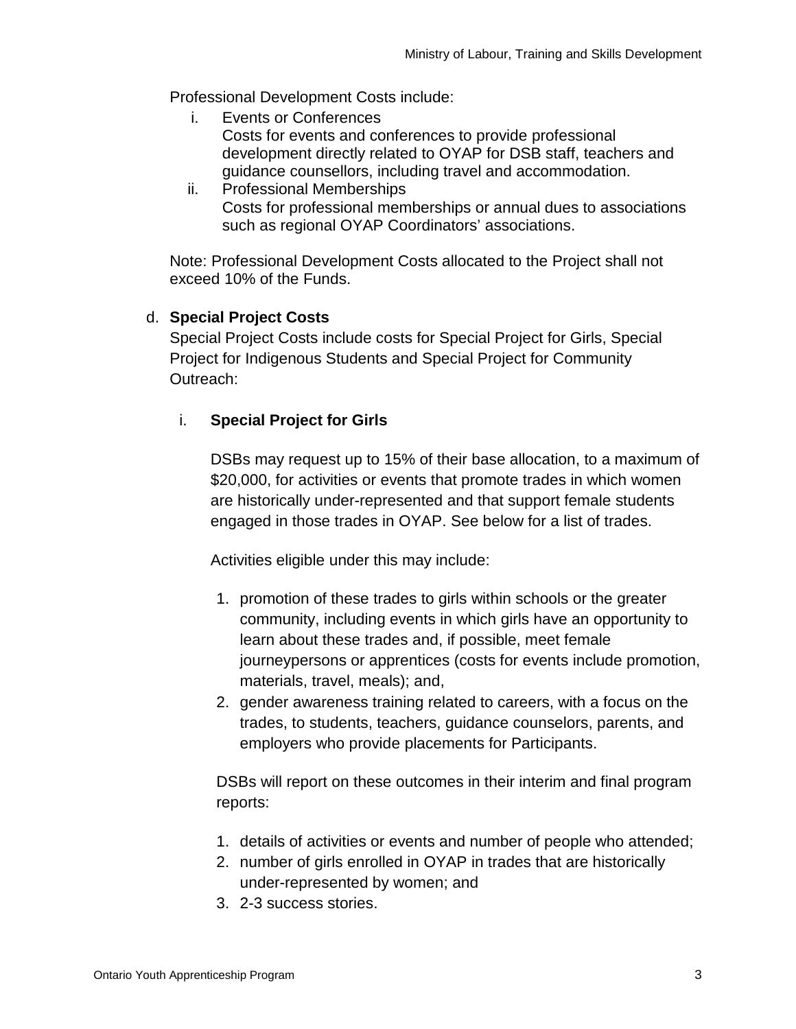Professional Development Costs include:

- i. Events or Conferences
  Costs for events and conferences to provide professional development directly related to OYAP for DSB staff, teachers and guidance counsellors, including travel and accommodation.
- ii. Professional Memberships
  Costs for professional memberships or annual dues to associations such as regional OYAP Coordinators' associations.

Note: Professional Development Costs allocated to the Project shall not exceed 10% of the Funds.

d. **Special Project Costs**

Special Project Costs include costs for Special Project for Girls, Special Project for Indigenous Students and Special Project for Community Outreach:

i. **Special Project for Girls**

DSBs may request up to 15% of their base allocation, to a maximum of $20,000, for activities or events that promote trades in which women are historically under-represented and that support female students engaged in those trades in OYAP. See below for a list of trades.

Activities eligible under this may include:

1. promotion of these trades to girls within schools or the greater community, including events in which girls have an opportunity to learn about these trades and, if possible, meet female journeypersons or apprentices (costs for events include promotion, materials, travel, meals); and,
2. gender awareness training related to careers, with a focus on the trades, to students, teachers, guidance counselors, parents, and employers who provide placements for Participants.

DSBs will report on these outcomes in their interim and final program reports:

1. details of activities or events and number of people who attended;
2. number of girls enrolled in OYAP in trades that are historically under-represented by women; and
3. 2-3 success stories.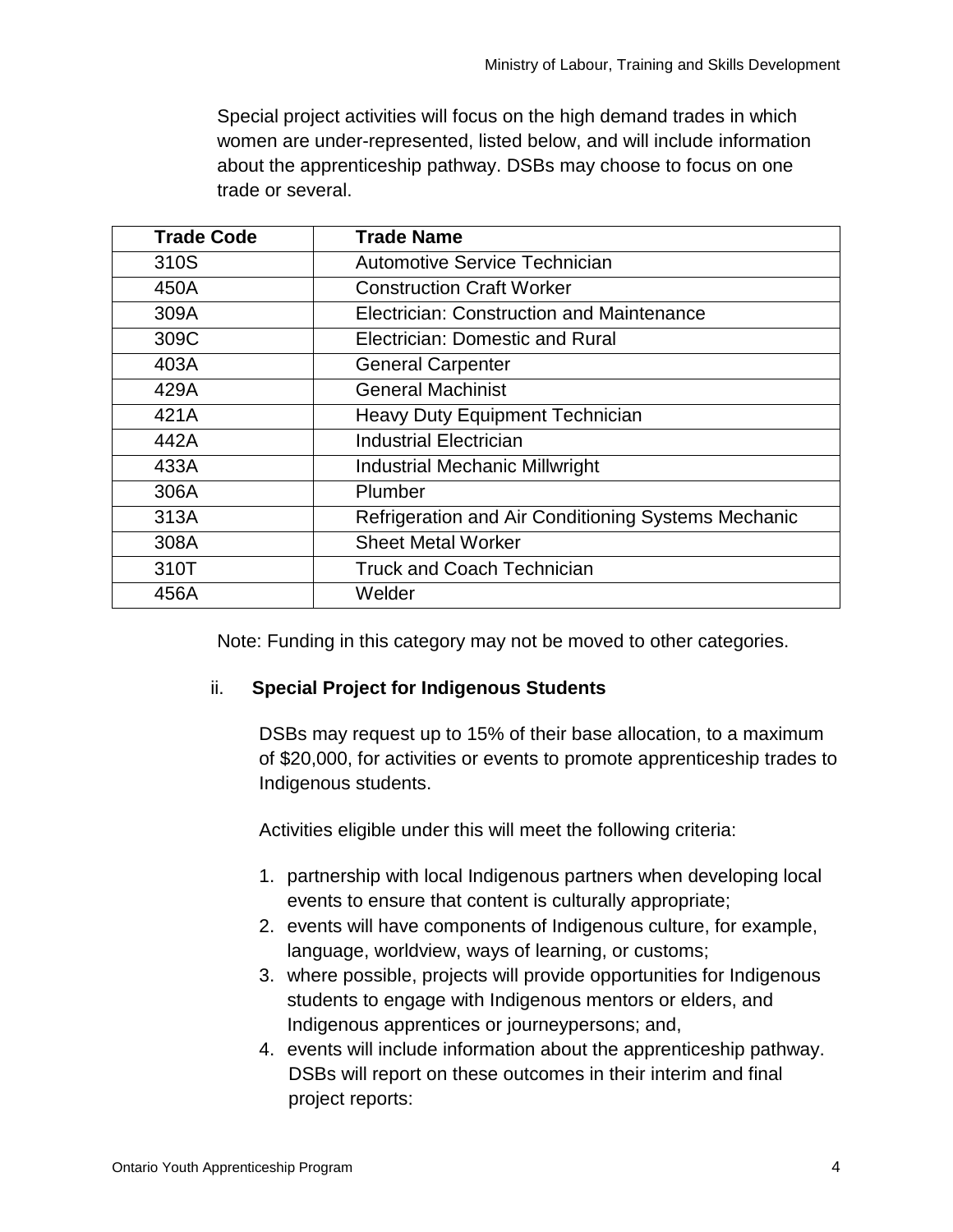Special project activities will focus on the high demand trades in which women are under-represented, listed below, and will include information about the apprenticeship pathway. DSBs may choose to focus on one trade or several.

| Trade Code | Trade Name |
| --- | --- |
| 310S | Automotive Service Technician |
| 450A | Construction Craft Worker |
| 309A | Electrician: Construction and Maintenance |
| 309C | Electrician: Domestic and Rural |
| 403A | General Carpenter |
| 429A | General Machinist |
| 421A | Heavy Duty Equipment Technician |
| 442A | Industrial Electrician |
| 433A | Industrial Mechanic Millwright |
| 306A | Plumber |
| 313A | Refrigeration and Air Conditioning Systems Mechanic |
| 308A | Sheet Metal Worker |
| 310T | Truck and Coach Technician |
| 456A | Welder |

Note: Funding in this category may not be moved to other categories.

ii. **Special Project for Indigenous Students**

DSBs may request up to 15% of their base allocation, to a maximum of $20,000, for activities or events to promote apprenticeship trades to Indigenous students.

Activities eligible under this will meet the following criteria:

1. partnership with local Indigenous partners when developing local events to ensure that content is culturally appropriate;
2. events will have components of Indigenous culture, for example, language, worldview, ways of learning, or customs;
3. where possible, projects will provide opportunities for Indigenous students to engage with Indigenous mentors or elders, and Indigenous apprentices or journeypersons; and,
4. events will include information about the apprenticeship pathway. DSBs will report on these outcomes in their interim and final project reports: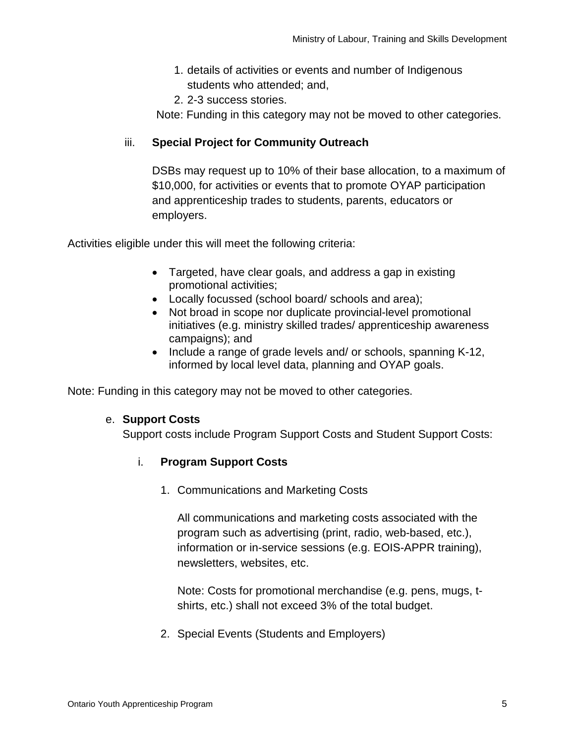1. details of activities or events and number of Indigenous students who attended; and,
2. 2-3 success stories.

Note: Funding in this category may not be moved to other categories.

iii. **Special Project for Community Outreach**

DSBs may request up to 10% of their base allocation, to a maximum of $10,000, for activities or events that to promote OYAP participation and apprenticeship trades to students, parents, educators or employers.

Activities eligible under this will meet the following criteria:

- Targeted, have clear goals, and address a gap in existing promotional activities;
- Locally focussed (school board/ schools and area);
- Not broad in scope nor duplicate provincial-level promotional initiatives (e.g. ministry skilled trades/ apprenticeship awareness campaigns); and
- Include a range of grade levels and/ or schools, spanning K-12, informed by local level data, planning and OYAP goals.

Note: Funding in this category may not be moved to other categories.

e. **Support Costs**

Support costs include Program Support Costs and Student Support Costs:

i. **Program Support Costs**

1. Communications and Marketing Costs

   All communications and marketing costs associated with the program such as advertising (print, radio, web-based, etc.), information or in-service sessions (e.g. EOIS-APPR training), newsletters, websites, etc.

   Note: Costs for promotional merchandise (e.g. pens, mugs, t-shirts, etc.) shall not exceed 3% of the total budget.

2. Special Events (Students and Employers)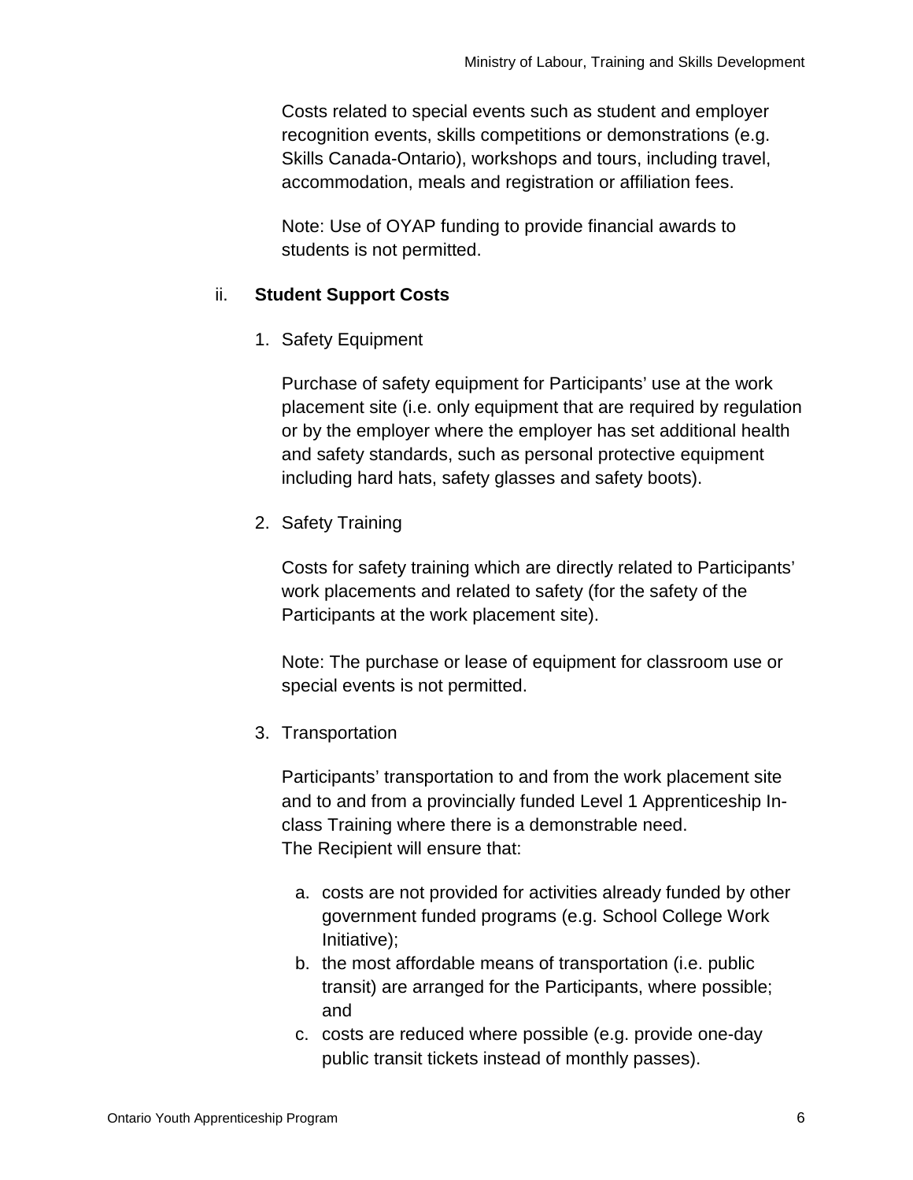Costs related to special events such as student and employer recognition events, skills competitions or demonstrations (e.g. Skills Canada-Ontario), workshops and tours, including travel, accommodation, meals and registration or affiliation fees.

Note: Use of OYAP funding to provide financial awards to students is not permitted.

ii. **Student Support Costs**

1. Safety Equipment

   Purchase of safety equipment for Participants' use at the work placement site (i.e. only equipment that are required by regulation or by the employer where the employer has set additional health and safety standards, such as personal protective equipment including hard hats, safety glasses and safety boots).

2. Safety Training

   Costs for safety training which are directly related to Participants' work placements and related to safety (for the safety of the Participants at the work placement site).

   Note: The purchase or lease of equipment for classroom use or special events is not permitted.

3. Transportation

   Participants' transportation to and from the work placement site and to and from a provincially funded Level 1 Apprenticeship In-class Training where there is a demonstrable need.
   The Recipient will ensure that:

   a. costs are not provided for activities already funded by other government funded programs (e.g. School College Work Initiative);
   b. the most affordable means of transportation (i.e. public transit) are arranged for the Participants, where possible; and
   c. costs are reduced where possible (e.g. provide one-day public transit tickets instead of monthly passes).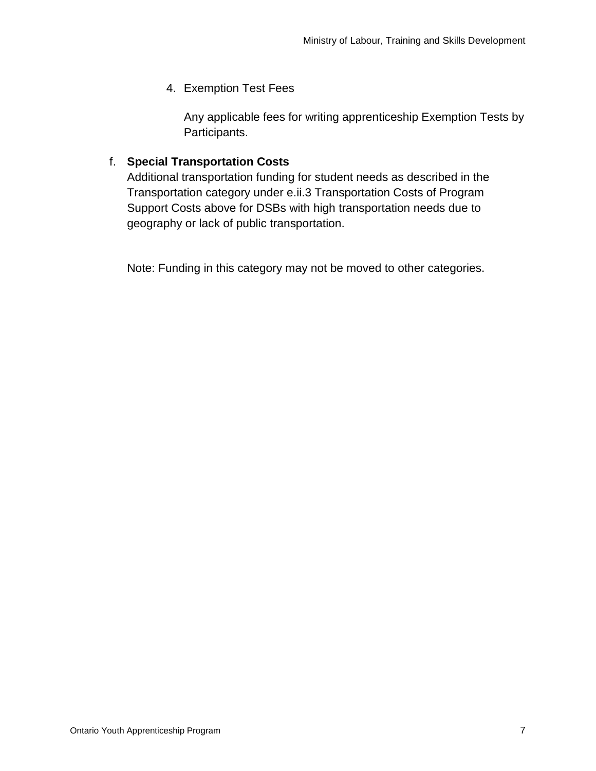4. Exemption Test Fees

   Any applicable fees for writing apprenticeship Exemption Tests by Participants.

f. **Special Transportation Costs**
   Additional transportation funding for student needs as described in the Transportation category under e.ii.3 Transportation Costs of Program Support Costs above for DSBs with high transportation needs due to geography or lack of public transportation.

   Note: Funding in this category may not be moved to other categories.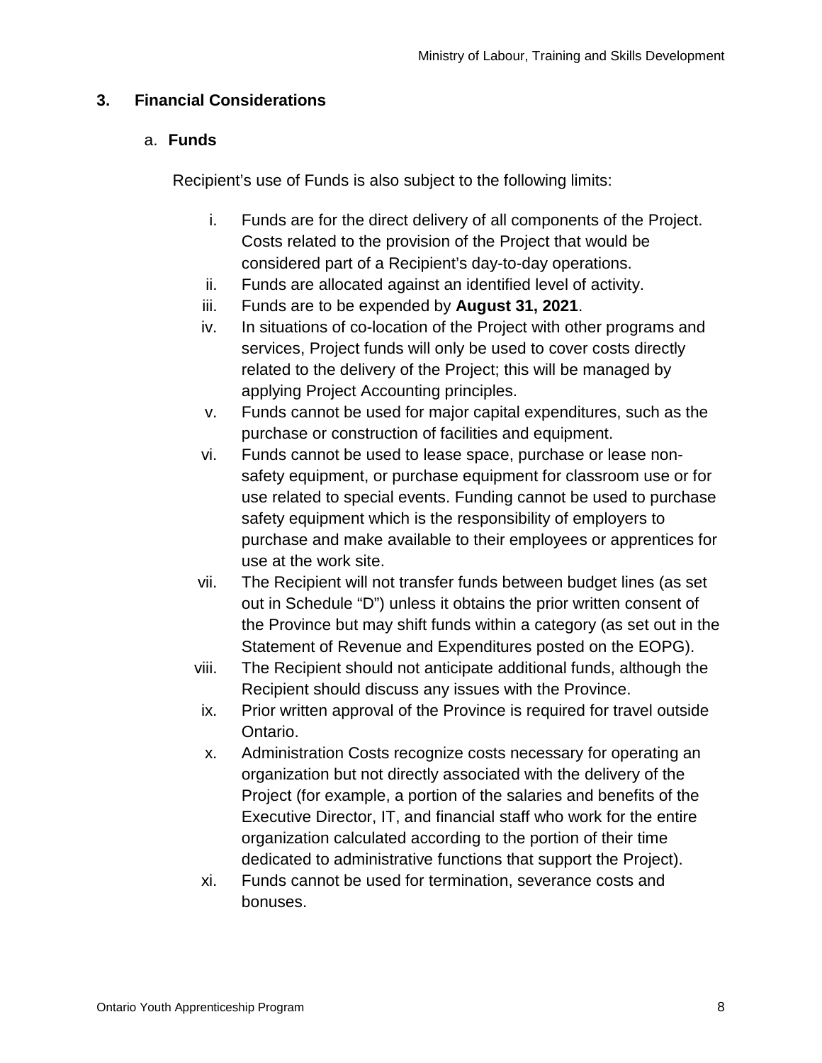## 3. Financial Considerations

### a. Funds

Recipient's use of Funds is also subject to the following limits:

i. Funds are for the direct delivery of all components of the Project. Costs related to the provision of the Project that would be considered part of a Recipient's day-to-day operations.
ii. Funds are allocated against an identified level of activity.
iii. Funds are to be expended by **August 31, 2021**.
iv. In situations of co-location of the Project with other programs and services, Project funds will only be used to cover costs directly related to the delivery of the Project; this will be managed by applying Project Accounting principles.
v. Funds cannot be used for major capital expenditures, such as the purchase or construction of facilities and equipment.
vi. Funds cannot be used to lease space, purchase or lease non-safety equipment, or purchase equipment for classroom use or for use related to special events. Funding cannot be used to purchase safety equipment which is the responsibility of employers to purchase and make available to their employees or apprentices for use at the work site.
vii. The Recipient will not transfer funds between budget lines (as set out in Schedule "D") unless it obtains the prior written consent of the Province but may shift funds within a category (as set out in the Statement of Revenue and Expenditures posted on the EOPG).
viii. The Recipient should not anticipate additional funds, although the Recipient should discuss any issues with the Province.
ix. Prior written approval of the Province is required for travel outside Ontario.
x. Administration Costs recognize costs necessary for operating an organization but not directly associated with the delivery of the Project (for example, a portion of the salaries and benefits of the Executive Director, IT, and financial staff who work for the entire organization calculated according to the portion of their time dedicated to administrative functions that support the Project).
xi. Funds cannot be used for termination, severance costs and bonuses.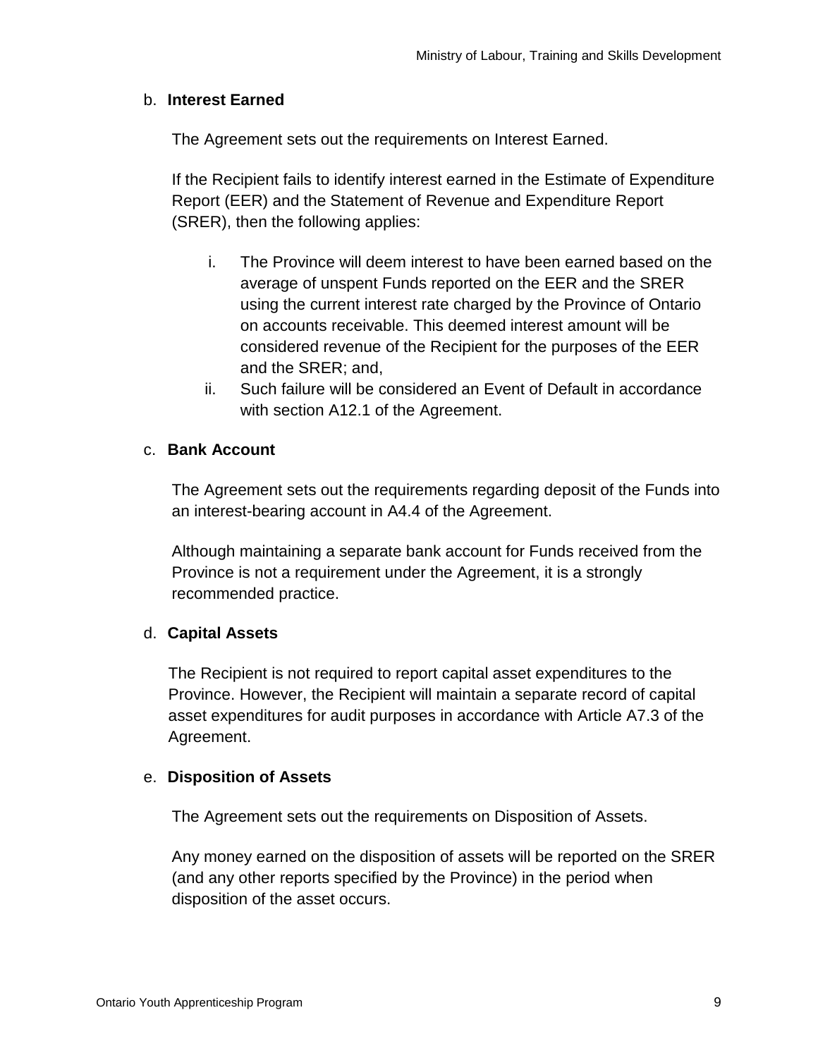b. **Interest Earned**

The Agreement sets out the requirements on Interest Earned.

If the Recipient fails to identify interest earned in the Estimate of Expenditure Report (EER) and the Statement of Revenue and Expenditure Report (SRER), then the following applies:

i. The Province will deem interest to have been earned based on the average of unspent Funds reported on the EER and the SRER using the current interest rate charged by the Province of Ontario on accounts receivable. This deemed interest amount will be considered revenue of the Recipient for the purposes of the EER and the SRER; and,
ii. Such failure will be considered an Event of Default in accordance with section A12.1 of the Agreement.

c. **Bank Account**

The Agreement sets out the requirements regarding deposit of the Funds into an interest-bearing account in A4.4 of the Agreement.

Although maintaining a separate bank account for Funds received from the Province is not a requirement under the Agreement, it is a strongly recommended practice.

d. **Capital Assets**

The Recipient is not required to report capital asset expenditures to the Province. However, the Recipient will maintain a separate record of capital asset expenditures for audit purposes in accordance with Article A7.3 of the Agreement.

e. **Disposition of Assets**

The Agreement sets out the requirements on Disposition of Assets.

Any money earned on the disposition of assets will be reported on the SRER (and any other reports specified by the Province) in the period when disposition of the asset occurs.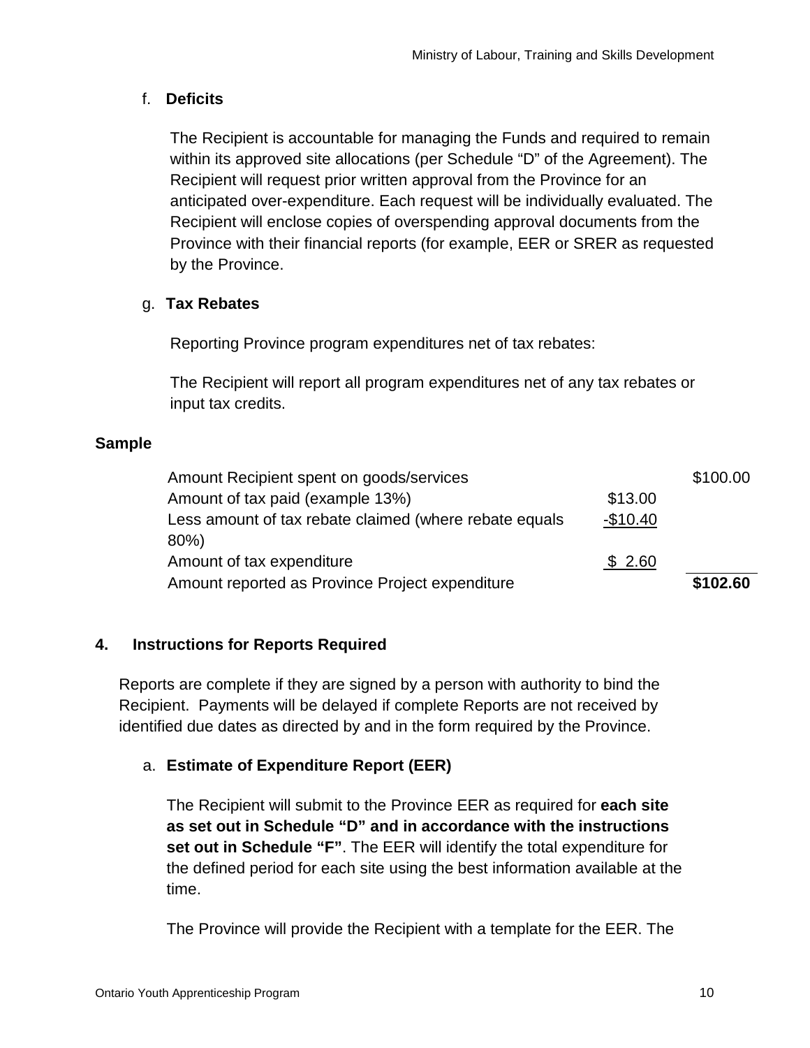f. **Deficits**

The Recipient is accountable for managing the Funds and required to remain within its approved site allocations (per Schedule "D" of the Agreement). The Recipient will request prior written approval from the Province for an anticipated over-expenditure. Each request will be individually evaluated. The Recipient will enclose copies of overspending approval documents from the Province with their financial reports (for example, EER or SRER as requested by the Province.

g. **Tax Rebates**

Reporting Province program expenditures net of tax rebates:

The Recipient will report all program expenditures net of any tax rebates or input tax credits.

**Sample**

| | | |
|---|---|---|
| Amount Recipient spent on goods/services | | $100.00 |
| Amount of tax paid (example 13%) | $13.00 | |
| Less amount of tax rebate claimed (where rebate equals 80%) | -$10.40 | |
| Amount of tax expenditure | $ 2.60 | |
| Amount reported as Province Project expenditure | | **$102.60** |

## 4. Instructions for Reports Required

Reports are complete if they are signed by a person with authority to bind the Recipient. Payments will be delayed if complete Reports are not received by identified due dates as directed by and in the form required by the Province.

a. **Estimate of Expenditure Report (EER)**

The Recipient will submit to the Province EER as required for **each site as set out in Schedule "D" and in accordance with the instructions set out in Schedule "F"**. The EER will identify the total expenditure for the defined period for each site using the best information available at the time.

The Province will provide the Recipient with a template for the EER. The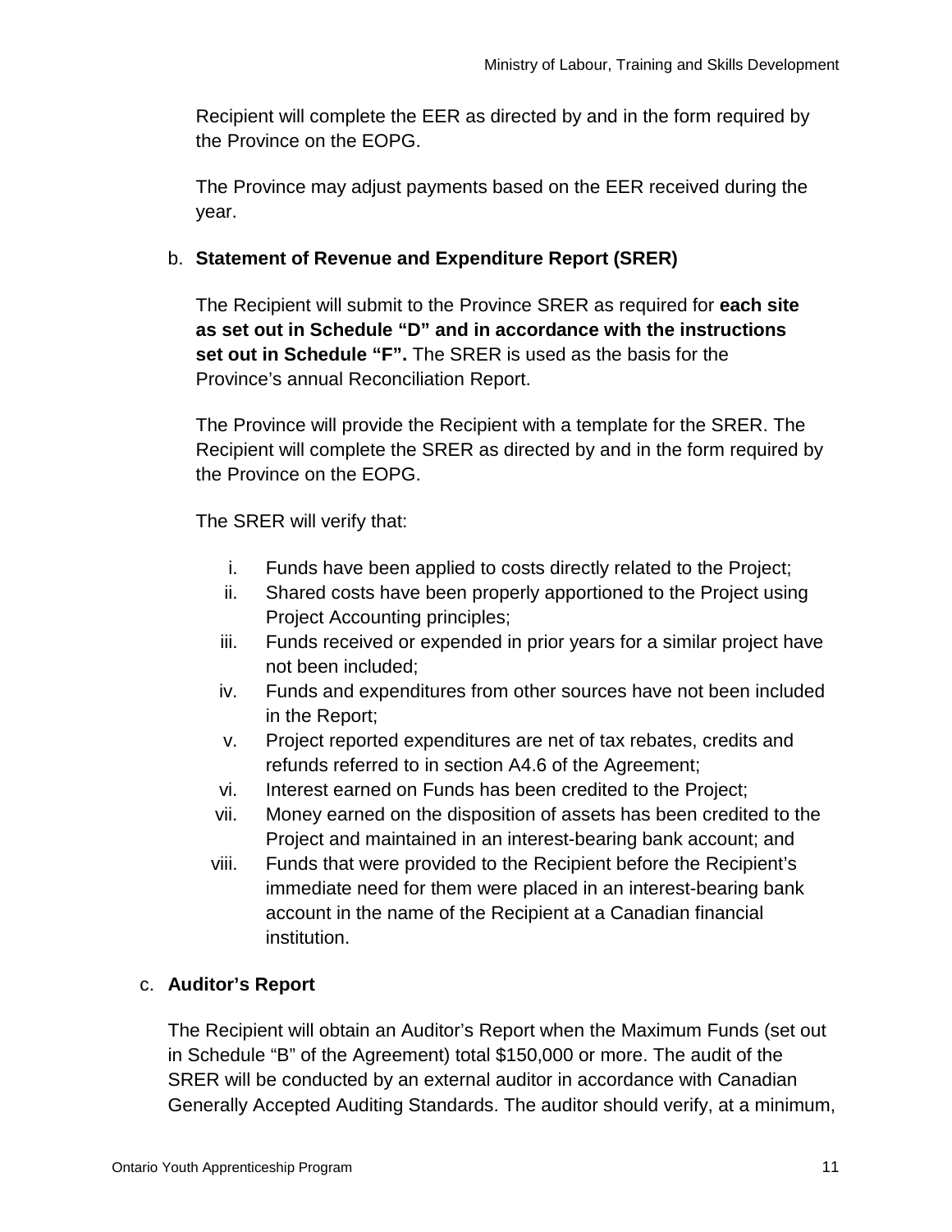Recipient will complete the EER as directed by and in the form required by the Province on the EOPG.

The Province may adjust payments based on the EER received during the year.

b. **Statement of Revenue and Expenditure Report (SRER)**

The Recipient will submit to the Province SRER as required for **each site as set out in Schedule "D" and in accordance with the instructions set out in Schedule "F".** The SRER is used as the basis for the Province's annual Reconciliation Report.

The Province will provide the Recipient with a template for the SRER. The Recipient will complete the SRER as directed by and in the form required by the Province on the EOPG.

The SRER will verify that:

i. Funds have been applied to costs directly related to the Project;
ii. Shared costs have been properly apportioned to the Project using Project Accounting principles;
iii. Funds received or expended in prior years for a similar project have not been included;
iv. Funds and expenditures from other sources have not been included in the Report;
v. Project reported expenditures are net of tax rebates, credits and refunds referred to in section A4.6 of the Agreement;
vi. Interest earned on Funds has been credited to the Project;
vii. Money earned on the disposition of assets has been credited to the Project and maintained in an interest-bearing bank account; and
viii. Funds that were provided to the Recipient before the Recipient's immediate need for them were placed in an interest-bearing bank account in the name of the Recipient at a Canadian financial institution.

c. **Auditor's Report**

The Recipient will obtain an Auditor's Report when the Maximum Funds (set out in Schedule "B" of the Agreement) total $150,000 or more. The audit of the SRER will be conducted by an external auditor in accordance with Canadian Generally Accepted Auditing Standards. The auditor should verify, at a minimum,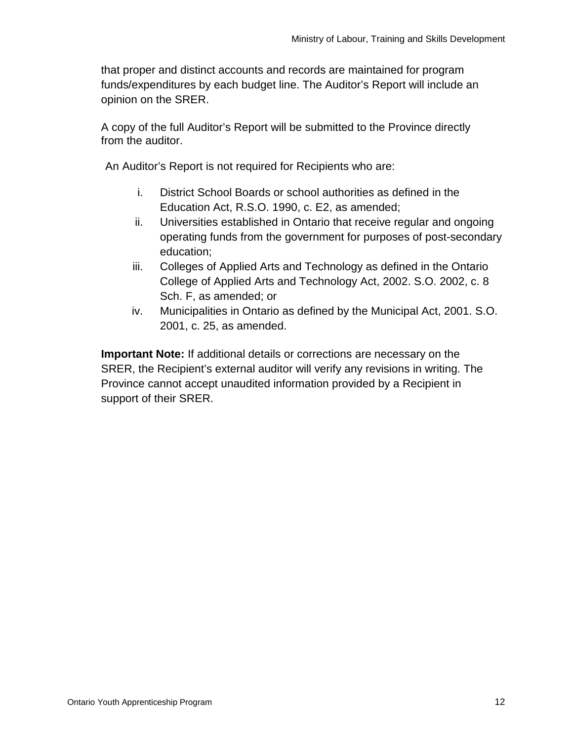that proper and distinct accounts and records are maintained for program funds/expenditures by each budget line. The Auditor's Report will include an opinion on the SRER.

A copy of the full Auditor's Report will be submitted to the Province directly from the auditor.

An Auditor's Report is not required for Recipients who are:

i. District School Boards or school authorities as defined in the Education Act, R.S.O. 1990, c. E2, as amended;
ii. Universities established in Ontario that receive regular and ongoing operating funds from the government for purposes of post-secondary education;
iii. Colleges of Applied Arts and Technology as defined in the Ontario College of Applied Arts and Technology Act, 2002. S.O. 2002, c. 8 Sch. F, as amended; or
iv. Municipalities in Ontario as defined by the Municipal Act, 2001. S.O. 2001, c. 25, as amended.

**Important Note:** If additional details or corrections are necessary on the SRER, the Recipient's external auditor will verify any revisions in writing. The Province cannot accept unaudited information provided by a Recipient in support of their SRER.